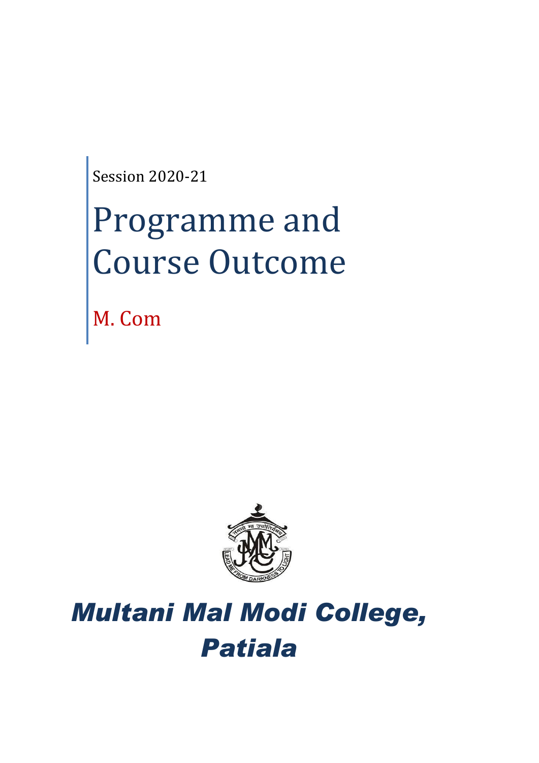Session 2020-21

# Programme and Course Outcome

## M. Com

## *Multani Mal Modi College, Patiala*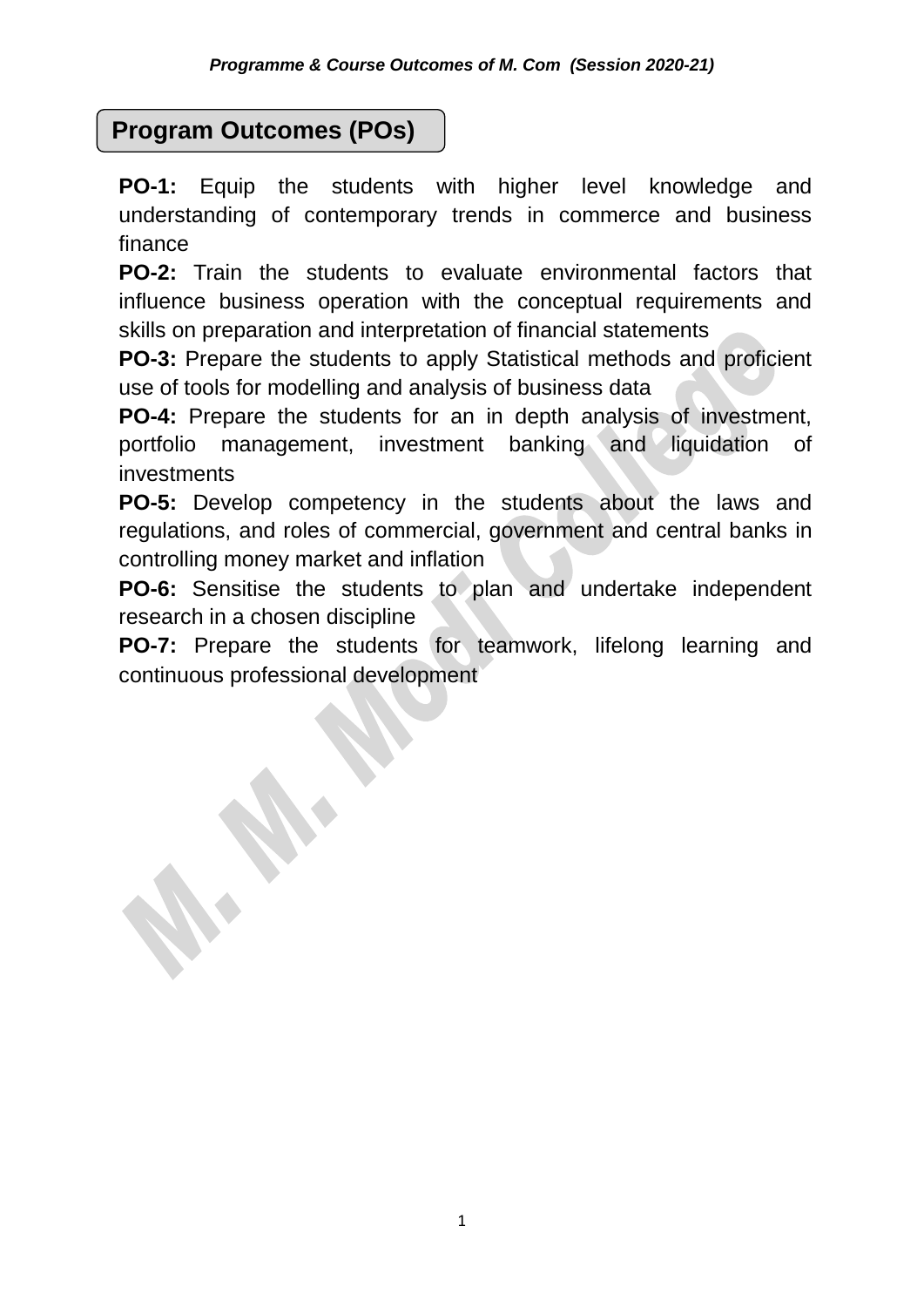## Program Outcomes (POs)

**PO-1:** Equip the students with higher level knowledge and understanding of contemporary trends in commerce and business finance

**PO-2:** Train the students to evaluate environmental factors that influence business operation with the conceptual requirements and skills on preparation and interpretation of financial statements

**PO-3:** Prepare the students to apply Statistical methods and proficient use of tools for modelling and analysis of business data

**PO-4:** Prepare the students for an in depth analysis of investment, portfolio management, investment banking and liquidation of investments

**PO-5:** Develop competency in the students about the laws and regulations, and roles of commercial, government and central banks in controlling money market and inflation

**PO-6:** Sensitise the students to plan and undertake independent research in a chosen discipline

**PO-7:** Prepare the students for teamwork, lifelong learning and continuous professional development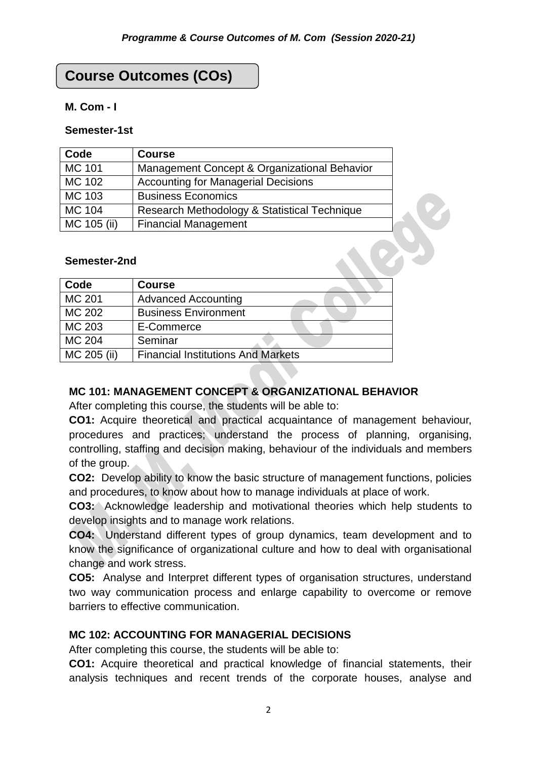## Course Outcomes (COs)

**M. Com - I**

**Semester-1st**

| Code | Course |
|---|---|
| MC 101 | Management Concept & Organizational Behavior |
| MC 102 | Accounting for Managerial Decisions |
| MC 103 | Business Economics |
| MC 104 | Research Methodology & Statistical Technique |
| MC 105 (ii) | Financial Management |

**Semester-2nd**

| Code | Course |
|---|---|
| MC 201 | Advanced Accounting |
| MC 202 | Business Environment |
| MC 203 | E-Commerce |
| MC 204 | Seminar |
| MC 205 (ii) | Financial Institutions And Markets |

### MC 101: MANAGEMENT CONCEPT & ORGANIZATIONAL BEHAVIOR

After completing this course, the students will be able to:

**CO1:** Acquire theoretical and practical acquaintance of management behaviour, procedures and practices; understand the process of planning, organising, controlling, staffing and decision making, behaviour of the individuals and members of the group.

**CO2:** Develop ability to know the basic structure of management functions, policies and procedures, to know about how to manage individuals at place of work.

**CO3:** Acknowledge leadership and motivational theories which help students to develop insights and to manage work relations.

**CO4:** Understand different types of group dynamics, team development and to know the significance of organizational culture and how to deal with organisational change and work stress.

**CO5:** Analyse and Interpret different types of organisation structures, understand two way communication process and enlarge capability to overcome or remove barriers to effective communication.

### MC 102: ACCOUNTING FOR MANAGERIAL DECISIONS

After completing this course, the students will be able to:

**CO1:** Acquire theoretical and practical knowledge of financial statements, their analysis techniques and recent trends of the corporate houses, analyse and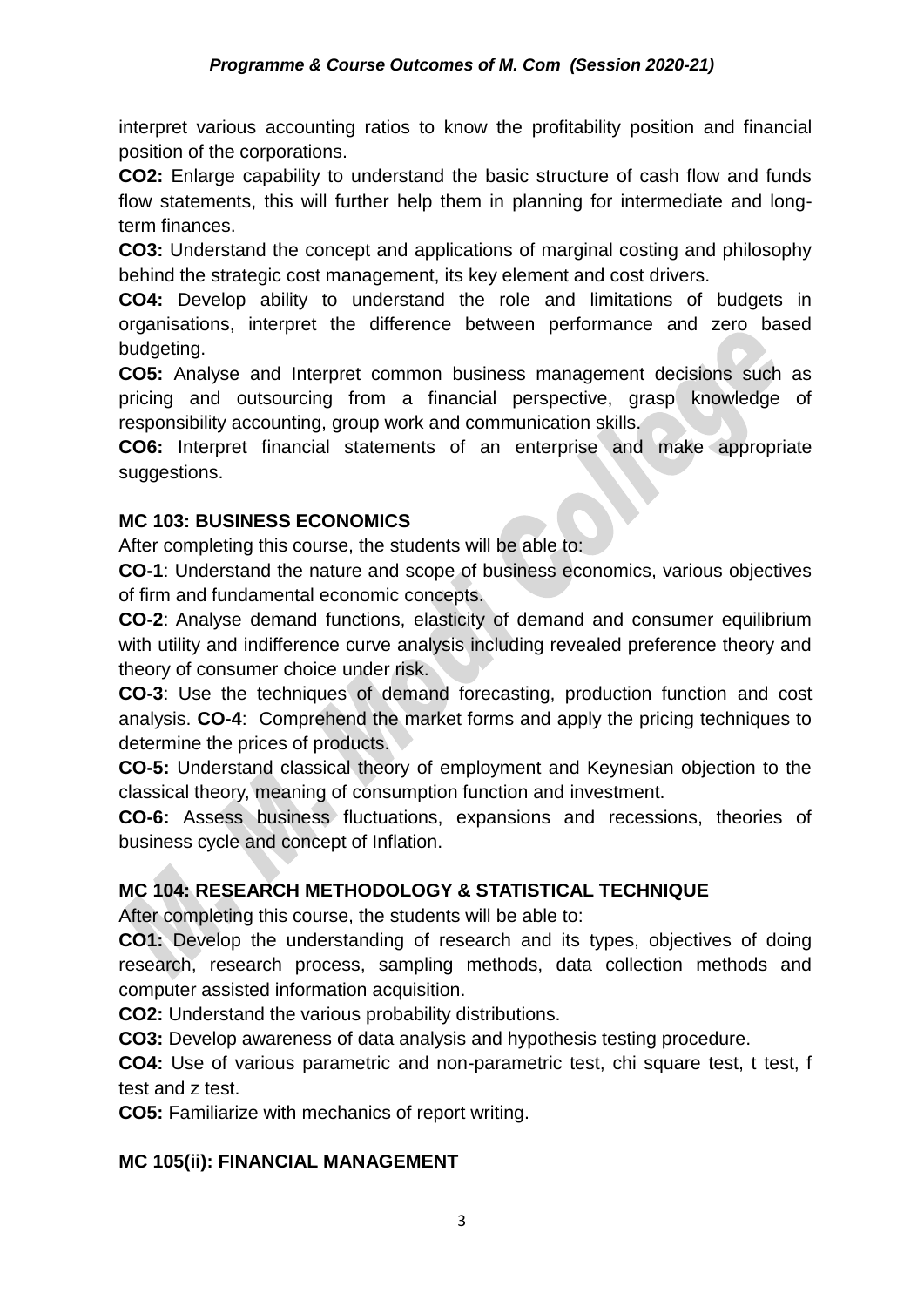interpret various accounting ratios to know the profitability position and financial position of the corporations.

**CO2:** Enlarge capability to understand the basic structure of cash flow and funds flow statements, this will further help them in planning for intermediate and long-term finances.

**CO3:** Understand the concept and applications of marginal costing and philosophy behind the strategic cost management, its key element and cost drivers.

**CO4:** Develop ability to understand the role and limitations of budgets in organisations, interpret the difference between performance and zero based budgeting.

**CO5:** Analyse and Interpret common business management decisions such as pricing and outsourcing from a financial perspective, grasp knowledge of responsibility accounting, group work and communication skills.

**CO6:** Interpret financial statements of an enterprise and make appropriate suggestions.

**MC 103: BUSINESS ECONOMICS**

After completing this course, the students will be able to:

**CO-1**: Understand the nature and scope of business economics, various objectives of firm and fundamental economic concepts.

**CO-2**: Analyse demand functions, elasticity of demand and consumer equilibrium with utility and indifference curve analysis including revealed preference theory and theory of consumer choice under risk.

**CO-3**: Use the techniques of demand forecasting, production function and cost analysis. **CO-4**: Comprehend the market forms and apply the pricing techniques to determine the prices of products.

**CO-5:** Understand classical theory of employment and Keynesian objection to the classical theory, meaning of consumption function and investment.

**CO-6:** Assess business fluctuations, expansions and recessions, theories of business cycle and concept of Inflation.

**MC 104: RESEARCH METHODOLOGY & STATISTICAL TECHNIQUE**

After completing this course, the students will be able to:

**CO1:** Develop the understanding of research and its types, objectives of doing research, research process, sampling methods, data collection methods and computer assisted information acquisition.

**CO2:** Understand the various probability distributions.

**CO3:** Develop awareness of data analysis and hypothesis testing procedure.

**CO4:** Use of various parametric and non-parametric test, chi square test, t test, f test and z test.

**CO5:** Familiarize with mechanics of report writing.

**MC 105(ii): FINANCIAL MANAGEMENT**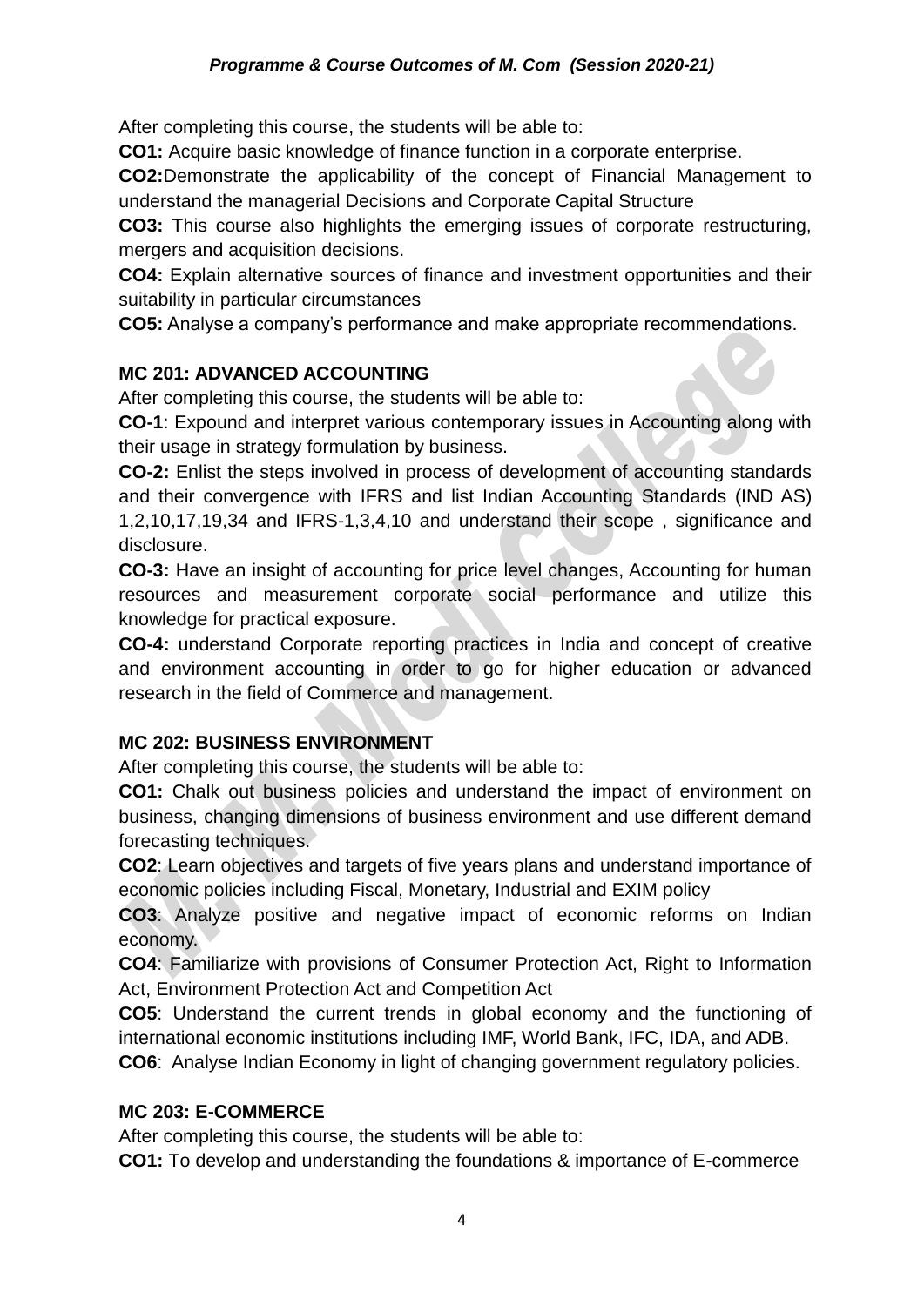After completing this course, the students will be able to:

**CO1:** Acquire basic knowledge of finance function in a corporate enterprise.

**CO2:**Demonstrate the applicability of the concept of Financial Management to understand the managerial Decisions and Corporate Capital Structure

**CO3:** This course also highlights the emerging issues of corporate restructuring, mergers and acquisition decisions.

**CO4:** Explain alternative sources of finance and investment opportunities and their suitability in particular circumstances

**CO5:** Analyse a company's performance and make appropriate recommendations.

### MC 201: ADVANCED ACCOUNTING

After completing this course, the students will be able to:

**CO-1**: Expound and interpret various contemporary issues in Accounting along with their usage in strategy formulation by business.

**CO-2:** Enlist the steps involved in process of development of accounting standards and their convergence with IFRS and list Indian Accounting Standards (IND AS) 1,2,10,17,19,34 and IFRS-1,3,4,10 and understand their scope , significance and disclosure.

**CO-3:** Have an insight of accounting for price level changes, Accounting for human resources and measurement corporate social performance and utilize this knowledge for practical exposure.

**CO-4:** understand Corporate reporting practices in India and concept of creative and environment accounting in order to go for higher education or advanced research in the field of Commerce and management.

### MC 202: BUSINESS ENVIRONMENT

After completing this course, the students will be able to:

**CO1:** Chalk out business policies and understand the impact of environment on business, changing dimensions of business environment and use different demand forecasting techniques.

**CO2**: Learn objectives and targets of five years plans and understand importance of economic policies including Fiscal, Monetary, Industrial and EXIM policy

**CO3**: Analyze positive and negative impact of economic reforms on Indian economy.

**CO4**: Familiarize with provisions of Consumer Protection Act, Right to Information Act, Environment Protection Act and Competition Act

**CO5**: Understand the current trends in global economy and the functioning of international economic institutions including IMF, World Bank, IFC, IDA, and ADB.

**CO6**: Analyse Indian Economy in light of changing government regulatory policies.

### MC 203: E-COMMERCE

After completing this course, the students will be able to:

**CO1:** To develop and understanding the foundations & importance of E-commerce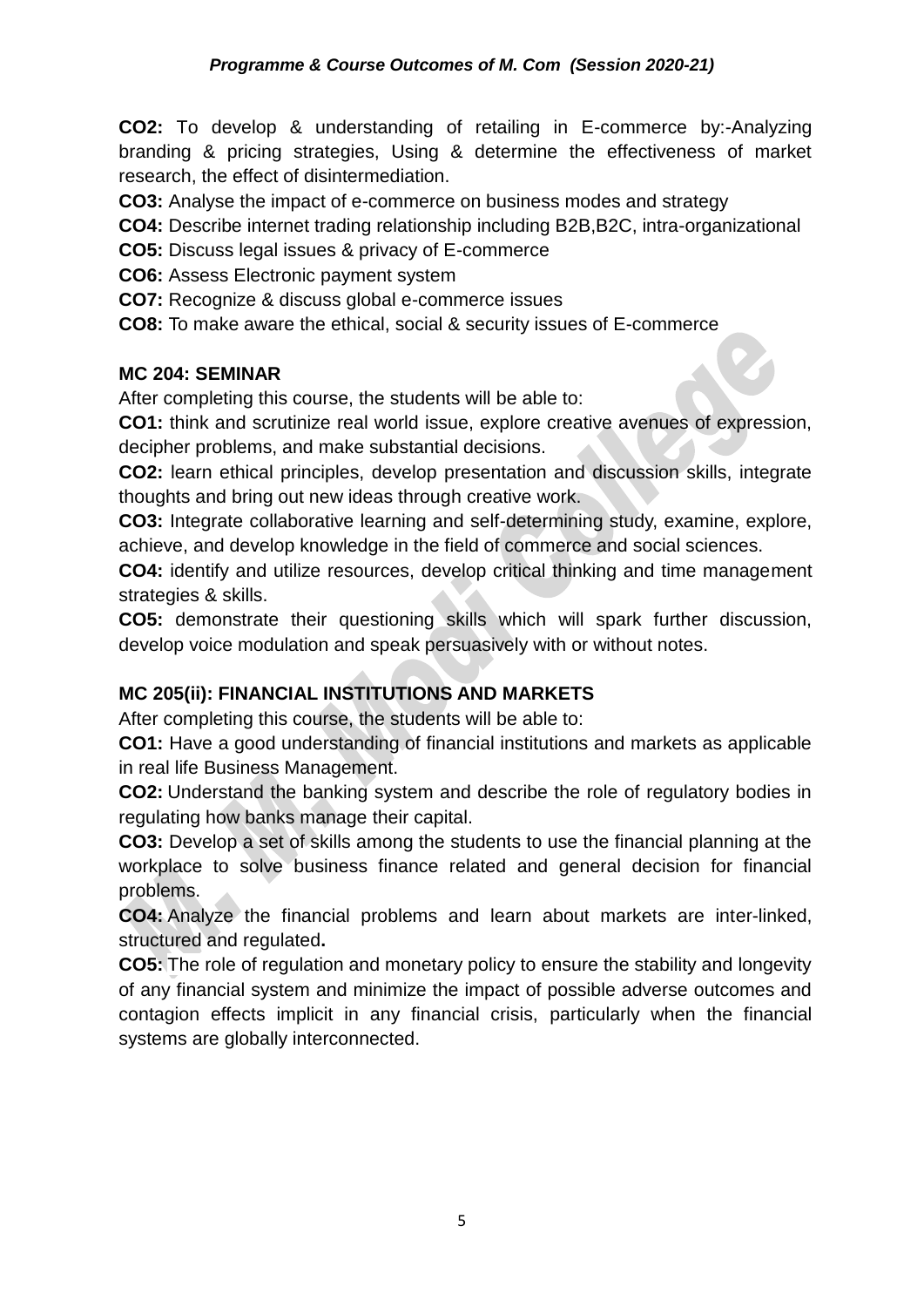**CO2:** To develop & understanding of retailing in E-commerce by:-Analyzing branding & pricing strategies, Using & determine the effectiveness of market research, the effect of disintermediation.

**CO3:** Analyse the impact of e-commerce on business modes and strategy

**CO4:** Describe internet trading relationship including B2B,B2C, intra-organizational

**CO5:** Discuss legal issues & privacy of E-commerce

**CO6:** Assess Electronic payment system

**CO7:** Recognize & discuss global e-commerce issues

**CO8:** To make aware the ethical, social & security issues of E-commerce

**MC 204: SEMINAR**

After completing this course, the students will be able to:

**CO1:** think and scrutinize real world issue, explore creative avenues of expression, decipher problems, and make substantial decisions.

**CO2:** learn ethical principles, develop presentation and discussion skills, integrate thoughts and bring out new ideas through creative work.

**CO3:** Integrate collaborative learning and self-determining study, examine, explore, achieve, and develop knowledge in the field of commerce and social sciences.

**CO4:** identify and utilize resources, develop critical thinking and time management strategies & skills.

**CO5:** demonstrate their questioning skills which will spark further discussion, develop voice modulation and speak persuasively with or without notes.

**MC 205(ii): FINANCIAL INSTITUTIONS AND MARKETS**

After completing this course, the students will be able to:

**CO1:** Have a good understanding of financial institutions and markets as applicable in real life Business Management.

**CO2:** Understand the banking system and describe the role of regulatory bodies in regulating how banks manage their capital.

**CO3:** Develop a set of skills among the students to use the financial planning at the workplace to solve business finance related and general decision for financial problems.

**CO4:** Analyze the financial problems and learn about markets are inter-linked, structured and regulated**.**

**CO5:** The role of regulation and monetary policy to ensure the stability and longevity of any financial system and minimize the impact of possible adverse outcomes and contagion effects implicit in any financial crisis, particularly when the financial systems are globally interconnected.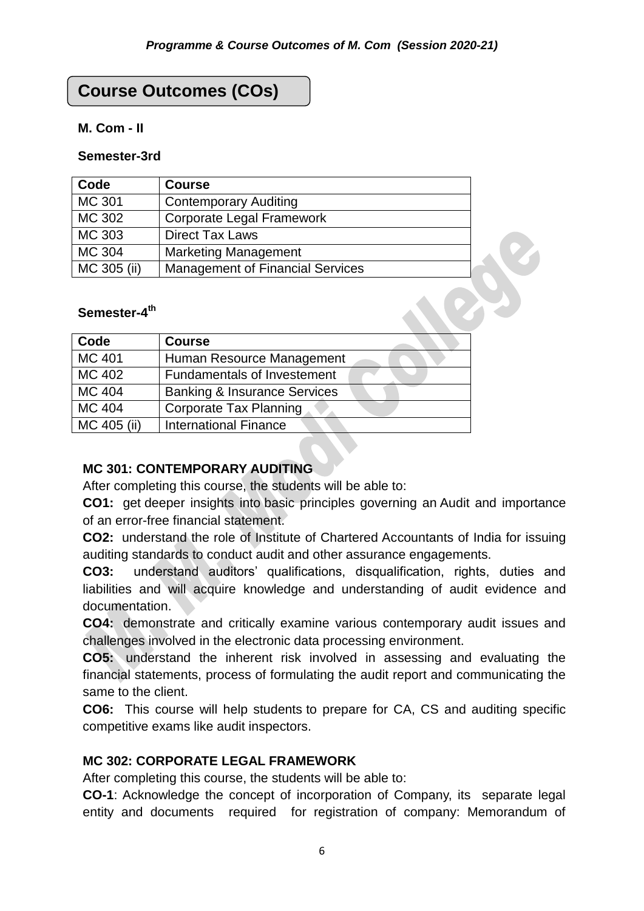## Course Outcomes (COs)

**M. Com - II**

**Semester-3rd**

| Code | Course |
|---|---|
| MC 301 | Contemporary Auditing |
| MC 302 | Corporate Legal Framework |
| MC 303 | Direct Tax Laws |
| MC 304 | Marketing Management |
| MC 305 (ii) | Management of Financial Services |

**Semester-4th**

| Code | Course |
|---|---|
| MC 401 | Human Resource Management |
| MC 402 | Fundamentals of Investement |
| MC 404 | Banking & Insurance Services |
| MC 404 | Corporate Tax Planning |
| MC 405 (ii) | International Finance |

**MC 301: CONTEMPORARY AUDITING**

After completing this course, the students will be able to:

**CO1:** get deeper insights into basic principles governing an Audit and importance of an error-free financial statement.

**CO2:** understand the role of Institute of Chartered Accountants of India for issuing auditing standards to conduct audit and other assurance engagements.

**CO3:** understand auditors' qualifications, disqualification, rights, duties and liabilities and will acquire knowledge and understanding of audit evidence and documentation.

**CO4:** demonstrate and critically examine various contemporary audit issues and challenges involved in the electronic data processing environment.

**CO5:** understand the inherent risk involved in assessing and evaluating the financial statements, process of formulating the audit report and communicating the same to the client.

**CO6:** This course will help students to prepare for CA, CS and auditing specific competitive exams like audit inspectors.

**MC 302: CORPORATE LEGAL FRAMEWORK**

After completing this course, the students will be able to:

**CO-1**: Acknowledge the concept of incorporation of Company, its separate legal entity and documents required for registration of company: Memorandum of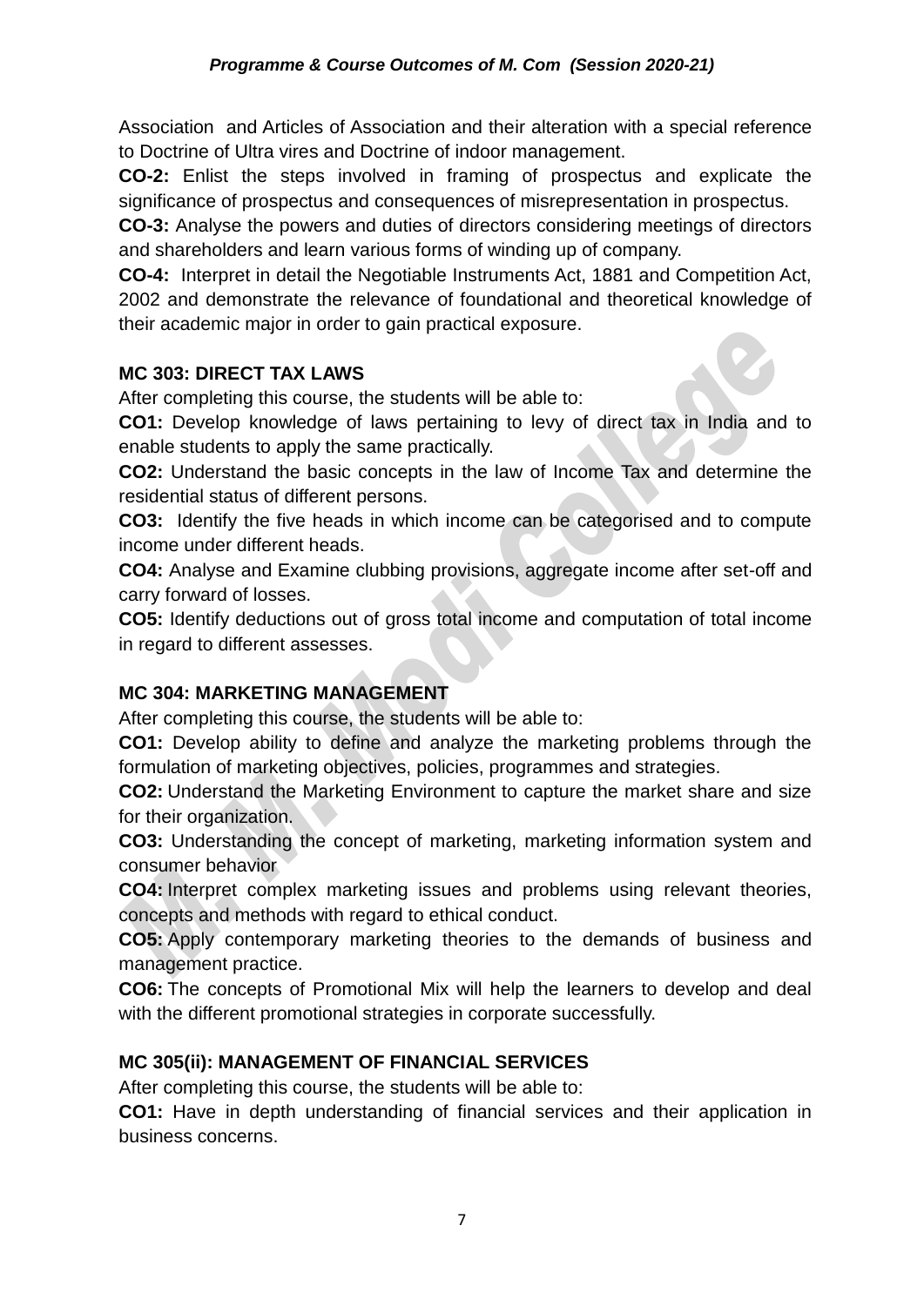Association and Articles of Association and their alteration with a special reference to Doctrine of Ultra vires and Doctrine of indoor management.

**CO-2:** Enlist the steps involved in framing of prospectus and explicate the significance of prospectus and consequences of misrepresentation in prospectus.

**CO-3:** Analyse the powers and duties of directors considering meetings of directors and shareholders and learn various forms of winding up of company.

**CO-4:** Interpret in detail the Negotiable Instruments Act, 1881 and Competition Act, 2002 and demonstrate the relevance of foundational and theoretical knowledge of their academic major in order to gain practical exposure.

### MC 303: DIRECT TAX LAWS

After completing this course, the students will be able to:

**CO1:** Develop knowledge of laws pertaining to levy of direct tax in India and to enable students to apply the same practically.

**CO2:** Understand the basic concepts in the law of Income Tax and determine the residential status of different persons.

**CO3:** Identify the five heads in which income can be categorised and to compute income under different heads.

**CO4:** Analyse and Examine clubbing provisions, aggregate income after set-off and carry forward of losses.

**CO5:** Identify deductions out of gross total income and computation of total income in regard to different assesses.

### MC 304: MARKETING MANAGEMENT

After completing this course, the students will be able to:

**CO1:** Develop ability to define and analyze the marketing problems through the formulation of marketing objectives, policies, programmes and strategies.

**CO2:** Understand the Marketing Environment to capture the market share and size for their organization.

**CO3:** Understanding the concept of marketing, marketing information system and consumer behavior

**CO4:** Interpret complex marketing issues and problems using relevant theories, concepts and methods with regard to ethical conduct.

**CO5:** Apply contemporary marketing theories to the demands of business and management practice.

**CO6:** The concepts of Promotional Mix will help the learners to develop and deal with the different promotional strategies in corporate successfully.

### MC 305(ii): MANAGEMENT OF FINANCIAL SERVICES

After completing this course, the students will be able to:

**CO1:** Have in depth understanding of financial services and their application in business concerns.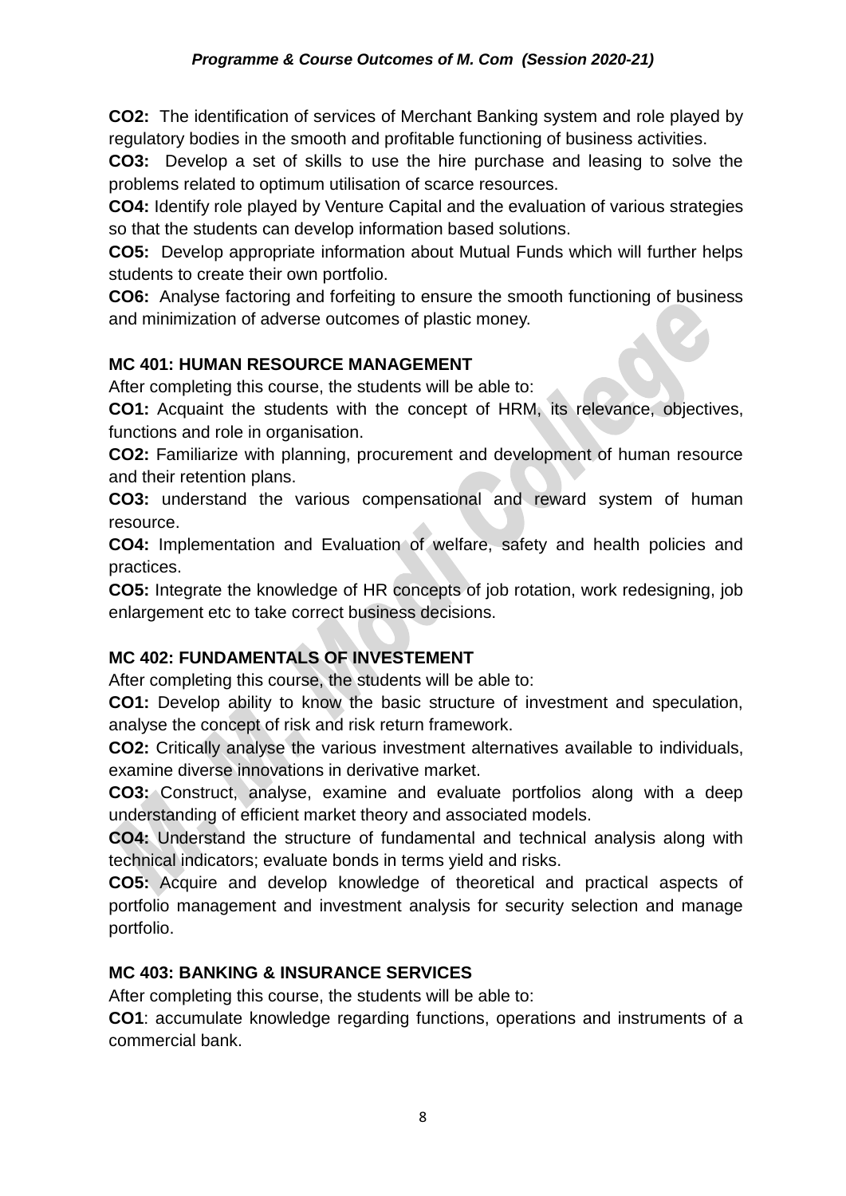**CO2:** The identification of services of Merchant Banking system and role played by regulatory bodies in the smooth and profitable functioning of business activities.

**CO3:** Develop a set of skills to use the hire purchase and leasing to solve the problems related to optimum utilisation of scarce resources.

**CO4:** Identify role played by Venture Capital and the evaluation of various strategies so that the students can develop information based solutions.

**CO5:** Develop appropriate information about Mutual Funds which will further helps students to create their own portfolio.

**CO6:** Analyse factoring and forfeiting to ensure the smooth functioning of business and minimization of adverse outcomes of plastic money.

**MC 401: HUMAN RESOURCE MANAGEMENT**

After completing this course, the students will be able to:

**CO1:** Acquaint the students with the concept of HRM, its relevance, objectives, functions and role in organisation.

**CO2:** Familiarize with planning, procurement and development of human resource and their retention plans.

**CO3:** understand the various compensational and reward system of human resource.

**CO4:** Implementation and Evaluation of welfare, safety and health policies and practices.

**CO5:** Integrate the knowledge of HR concepts of job rotation, work redesigning, job enlargement etc to take correct business decisions.

**MC 402: FUNDAMENTALS OF INVESTEMENT**

After completing this course, the students will be able to:

**CO1:** Develop ability to know the basic structure of investment and speculation, analyse the concept of risk and risk return framework.

**CO2:** Critically analyse the various investment alternatives available to individuals, examine diverse innovations in derivative market.

**CO3:** Construct, analyse, examine and evaluate portfolios along with a deep understanding of efficient market theory and associated models.

**CO4:** Understand the structure of fundamental and technical analysis along with technical indicators; evaluate bonds in terms yield and risks.

**CO5:** Acquire and develop knowledge of theoretical and practical aspects of portfolio management and investment analysis for security selection and manage portfolio.

**MC 403: BANKING & INSURANCE SERVICES**

After completing this course, the students will be able to:

**CO1**: accumulate knowledge regarding functions, operations and instruments of a commercial bank.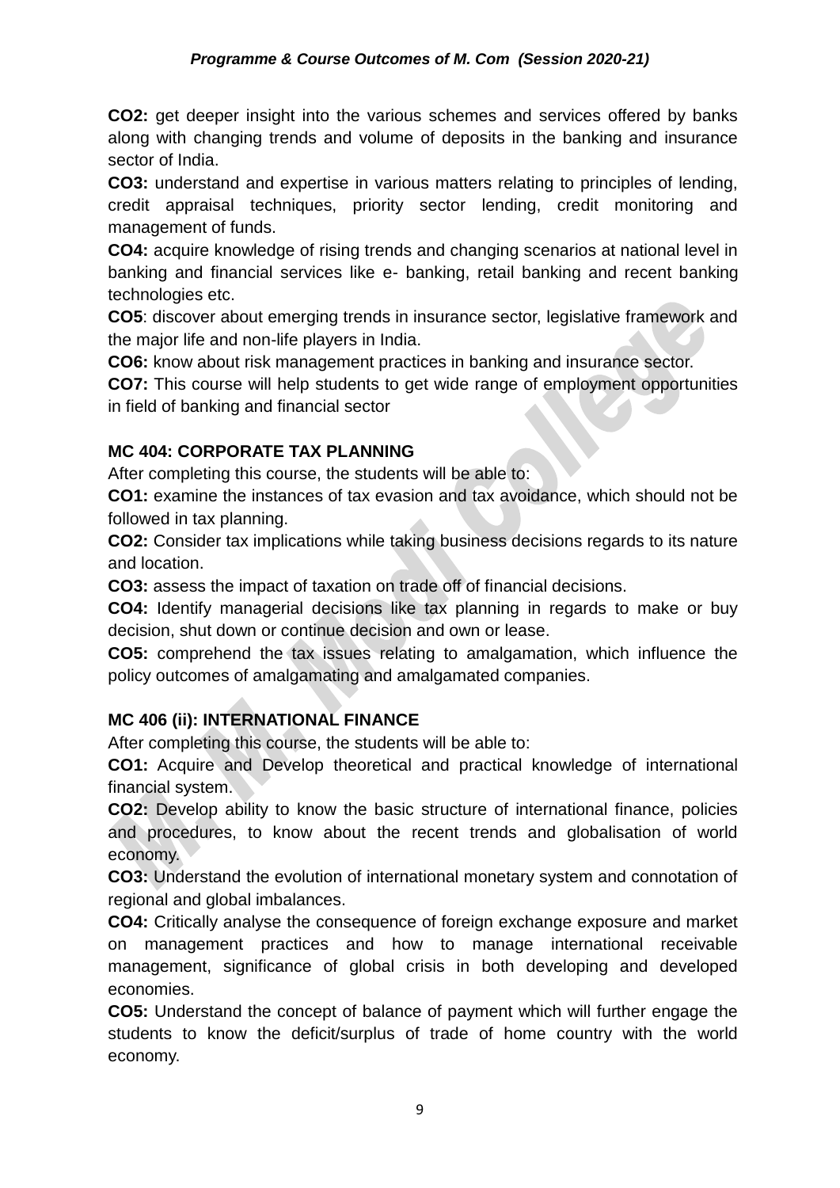**CO2:** get deeper insight into the various schemes and services offered by banks along with changing trends and volume of deposits in the banking and insurance sector of India.

**CO3:** understand and expertise in various matters relating to principles of lending, credit appraisal techniques, priority sector lending, credit monitoring and management of funds.

**CO4:** acquire knowledge of rising trends and changing scenarios at national level in banking and financial services like e- banking, retail banking and recent banking technologies etc.

**CO5**: discover about emerging trends in insurance sector, legislative framework and the major life and non-life players in India.

**CO6:** know about risk management practices in banking and insurance sector.

**CO7:** This course will help students to get wide range of employment opportunities in field of banking and financial sector

**MC 404: CORPORATE TAX PLANNING**

After completing this course, the students will be able to:

**CO1:** examine the instances of tax evasion and tax avoidance, which should not be followed in tax planning.

**CO2:** Consider tax implications while taking business decisions regards to its nature and location.

**CO3:** assess the impact of taxation on trade off of financial decisions.

**CO4:** Identify managerial decisions like tax planning in regards to make or buy decision, shut down or continue decision and own or lease.

**CO5:** comprehend the tax issues relating to amalgamation, which influence the policy outcomes of amalgamating and amalgamated companies.

**MC 406 (ii): INTERNATIONAL FINANCE**

After completing this course, the students will be able to:

**CO1:** Acquire and Develop theoretical and practical knowledge of international financial system.

**CO2:** Develop ability to know the basic structure of international finance, policies and procedures, to know about the recent trends and globalisation of world economy.

**CO3:** Understand the evolution of international monetary system and connotation of regional and global imbalances.

**CO4:** Critically analyse the consequence of foreign exchange exposure and market on management practices and how to manage international receivable management, significance of global crisis in both developing and developed economies.

**CO5:** Understand the concept of balance of payment which will further engage the students to know the deficit/surplus of trade of home country with the world economy.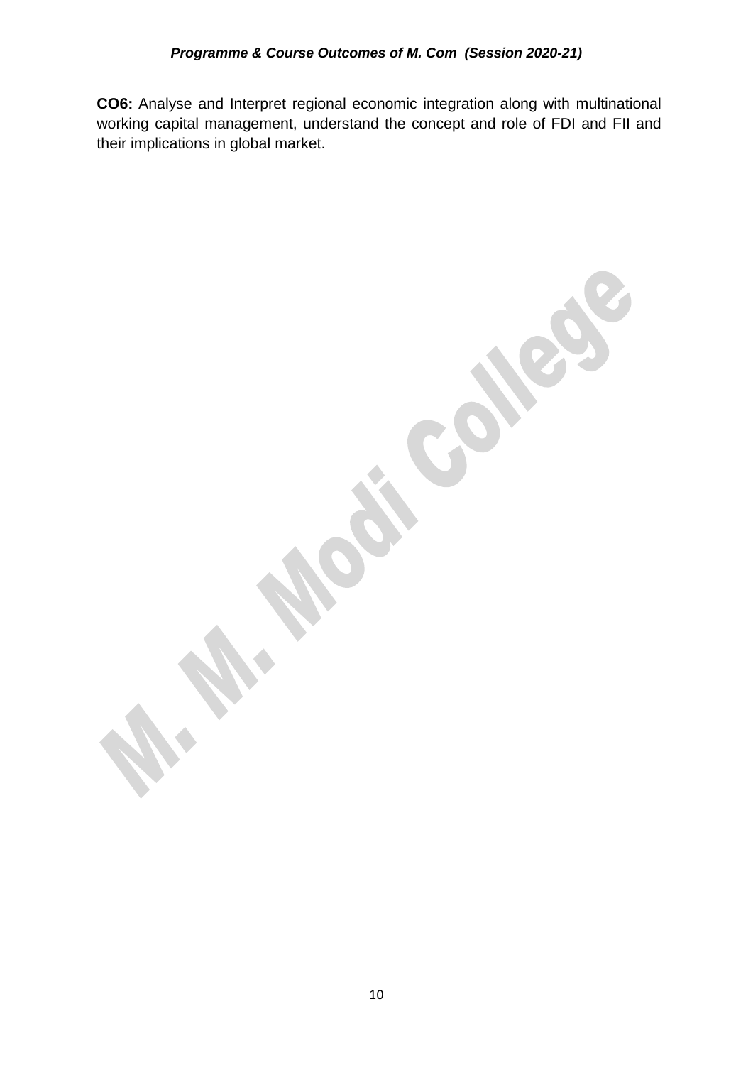**CO6:** Analyse and Interpret regional economic integration along with multinational working capital management, understand the concept and role of FDI and FII and their implications in global market.